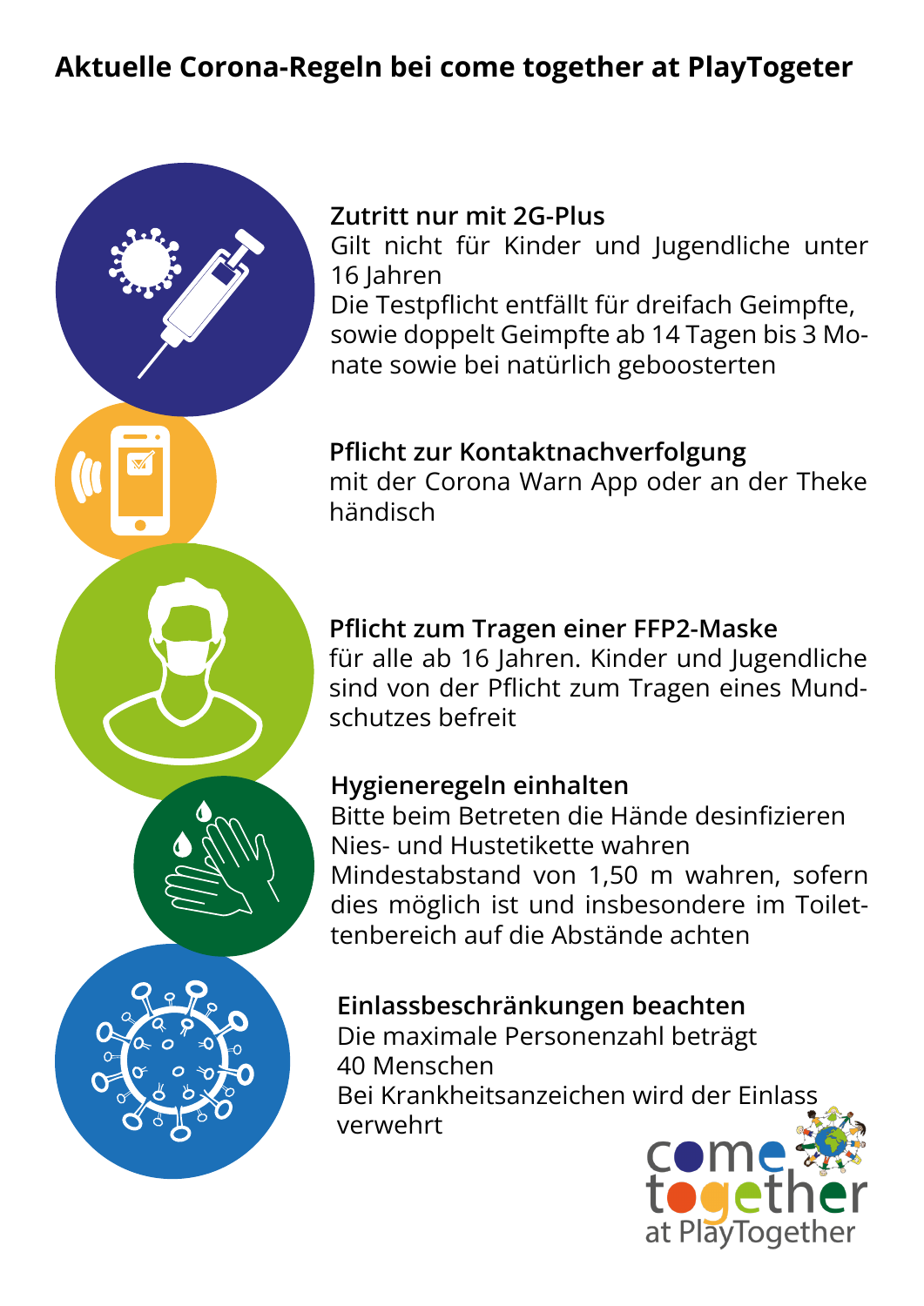# Aktuelle Corona-Regeln bei come together at PlayTogeter

**Zutritt nur mit 2G-Plus**
Gilt nicht für Kinder und Jugendliche unter 16 Jahren
Die Testpflicht entfällt für dreifach Geimpfte, sowie doppelt Geimpfte ab 14 Tagen bis 3 Monate sowie bei natürlich geboosterten

**Pflicht zur Kontaktnachverfolgung**
mit der Corona Warn App oder an der Theke händisch

**Pflicht zum Tragen einer FFP2-Maske**
für alle ab 16 Jahren. Kinder und Jugendliche sind von der Pflicht zum Tragen eines Mundschutzes befreit

**Hygieneregeln einhalten**
Bitte beim Betreten die Hände desinfizieren
Nies- und Hustetikette wahren
Mindestabstand von 1,50 m wahren, sofern dies möglich ist und insbesondere im Toilettenbereich auf die Abstände achten

**Einlassbeschränkungen beachten**
Die maximale Personenzahl beträgt 40 Menschen
Bei Krankheitsanzeichen wird der Einlass verwehrt

come together at PlayTogether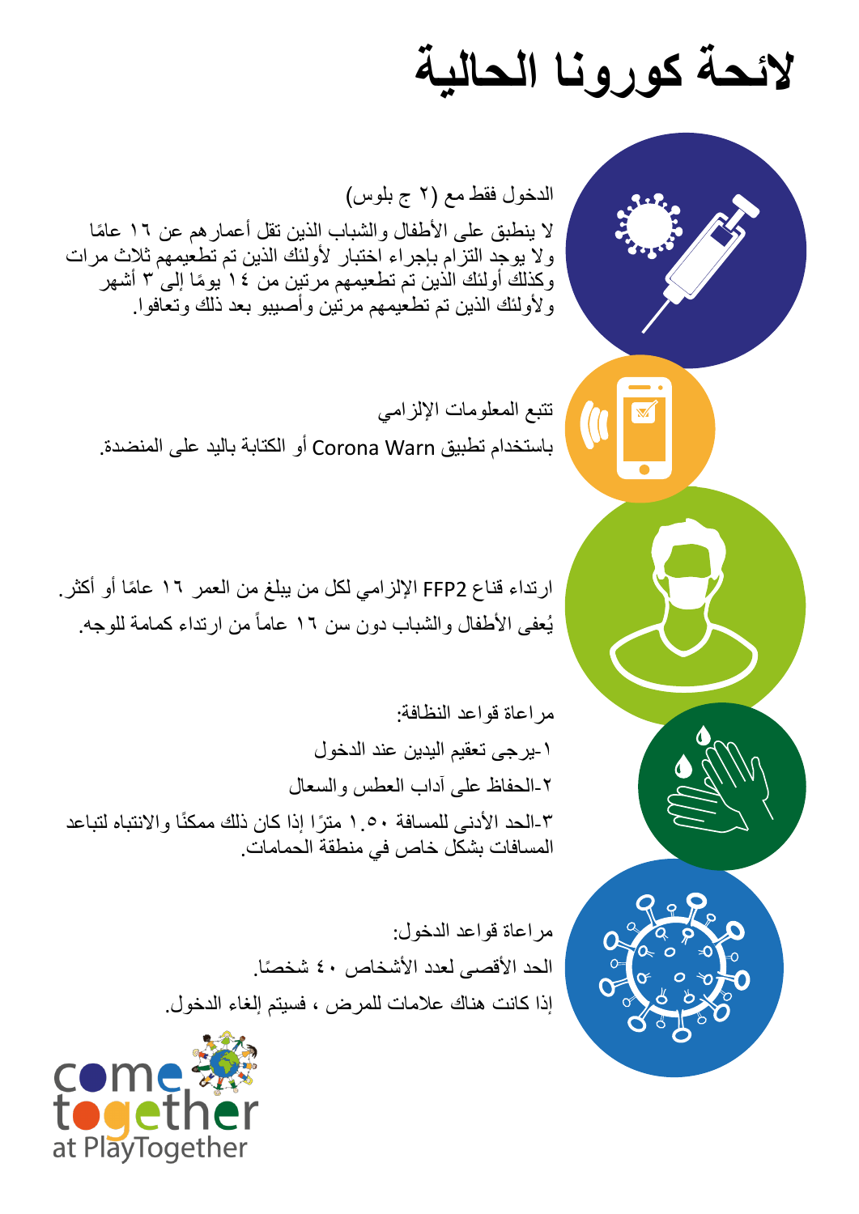# لائحة كورونا الحالية

الدخول فقط مع (٢ ج بلوس)

لا ينطبق على الأطفال والشباب الذين تقل أعمارهم عن ١٦ عامًا
ولا يوجد التزام بإجراء اختبار لأولئك الذين تم تطعيمهم ثلاث مرات
وكذلك أولئك الذين تم تطعيمهم مرتين من ١٤ يومًا إلى ٣ أشهر
ولأولئك الذين تم تطعيمهم مرتين وأصيبو بعد ذلك وتعافوا.

تتبع المعلومات الإلزامي

باستخدام تطبيق Corona Warn أو الكتابة باليد على المنضدة.

ارتداء قناع FFP2 الإلزامي لكل من يبلغ من العمر ١٦ عامًا أو أكثر.

يُعفى الأطفال والشباب دون سن ١٦ عاماً من ارتداء كمامة للوجه.

مراعاة قواعد النظافة:

١-يرجى تعقيم اليدين عند الدخول

٢-الحفاظ على آداب العطس والسعال

٣-الحد الأدنى للمسافة ١.٥٠ مترًا إذا كان ذلك ممكنًا والانتباه لتباعد المسافات بشكل خاص في منطقة الحمامات.

مراعاة قواعد الدخول:

الحد الأقصى لعدد الأشخاص ٤٠ شخصًا.

إذا كانت هناك علامات للمرض ، فسيتم إلغاء الدخول.

come together at PlayTogether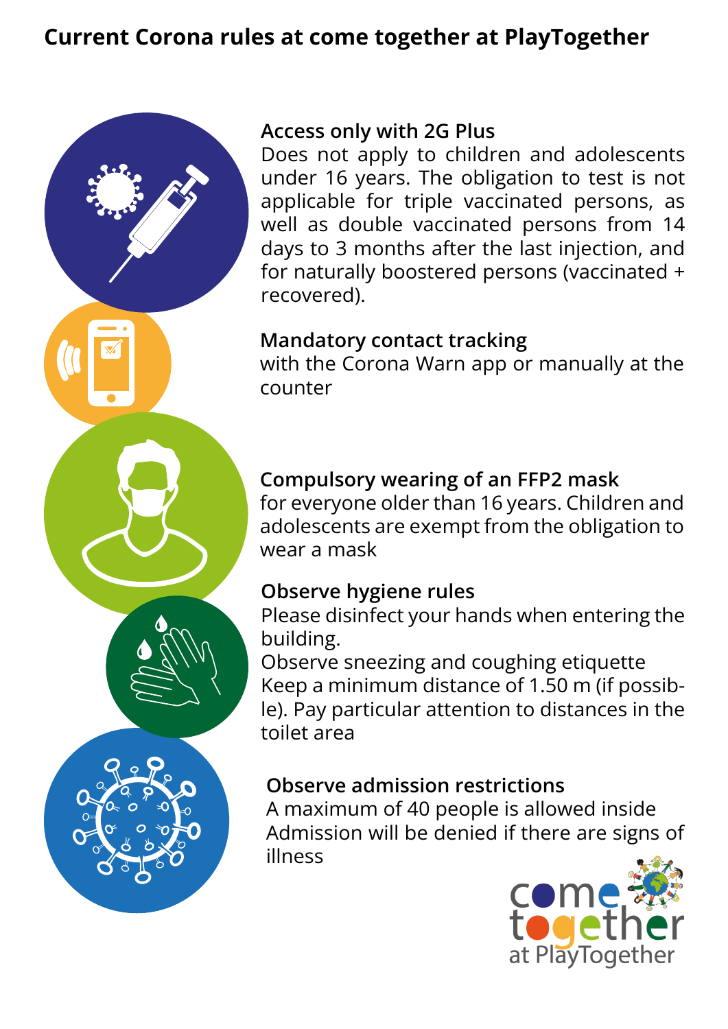# Current Corona rules at come together at PlayTogether

### Access only with 2G Plus

Does not apply to children and adolescents under 16 years. The obligation to test is not applicable for triple vaccinated persons, as well as double vaccinated persons from 14 days to 3 months after the last injection, and for naturally boostered persons (vaccinated + recovered).

### Mandatory contact tracking

with the Corona Warn app or manually at the counter

### Compulsory wearing of an FFP2 mask

for everyone older than 16 years. Children and adolescents are exempt from the obligation to wear a mask

### Observe hygiene rules

Please disinfect your hands when entering the building.
Observe sneezing and coughing etiquette
Keep a minimum distance of 1.50 m (if possible). Pay particular attention to distances in the toilet area

### Observe admission restrictions

A maximum of 40 people is allowed inside
Admission will be denied if there are signs of illness

come together at PlayTogether